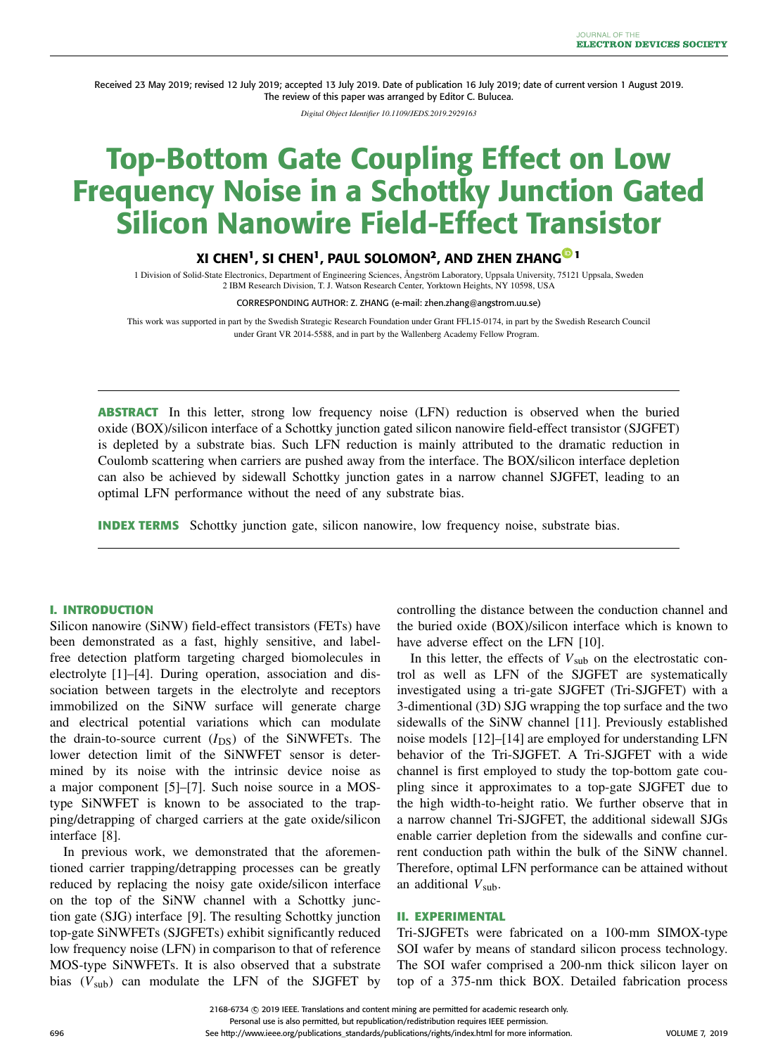Received 23 May 2019; revised 12 July 2019; accepted 13 July 2019. Date of publication 16 July 2019; date of current version 1 August 2019. The review of this paper was arranged by Editor C. Bulucea.

*Digital Object Identifier 10.1109/JEDS.2019.2929163*

# Top-Bottom Gate Coupling Effect on Low Frequency Noise in a Schottky Junction Gated Silicon Nanowire Field-Effect Transistor

**XI CHEN[1], SI CHEN[1], PAUL SOLOMON[2], AND ZHEN ZHANG[1]**

1 Division of Solid-State Electronics, Department of Engineering Sciences, Ångström Laboratory, Uppsala University, 75121 Uppsala, Sweden
2 IBM Research Division, T. J. Watson Research Center, Yorktown Heights, NY 10598, USA

CORRESPONDING AUTHOR: Z. ZHANG (e-mail: zhen.zhang@angstrom.uu.se)

This work was supported in part by the Swedish Strategic Research Foundation under Grant FFL15-0174, in part by the Swedish Research Council under Grant VR 2014-5588, and in part by the Wallenberg Academy Fellow Program.

**ABSTRACT** In this letter, strong low frequency noise (LFN) reduction is observed when the buried oxide (BOX)/silicon interface of a Schottky junction gated silicon nanowire field-effect transistor (SJGFET) is depleted by a substrate bias. Such LFN reduction is mainly attributed to the dramatic reduction in Coulomb scattering when carriers are pushed away from the interface. The BOX/silicon interface depletion can also be achieved by sidewall Schottky junction gates in a narrow channel SJGFET, leading to an optimal LFN performance without the need of any substrate bias.

**INDEX TERMS** Schottky junction gate, silicon nanowire, low frequency noise, substrate bias.

## I. INTRODUCTION

Silicon nanowire (SiNW) field-effect transistors (FETs) have been demonstrated as a fast, highly sensitive, and label-free detection platform targeting charged biomolecules in electrolyte [1]–[4]. During operation, association and dissociation between targets in the electrolyte and receptors immobilized on the SiNW surface will generate charge and electrical potential variations which can modulate the drain-to-source current ($I_{DS}$) of the SiNWFETs. The lower detection limit of the SiNWFET sensor is determined by its noise with the intrinsic device noise as a major component [5]–[7]. Such noise source in a MOS-type SiNWFET is known to be associated to the trapping/detrapping of charged carriers at the gate oxide/silicon interface [8].

In previous work, we demonstrated that the aforementioned carrier trapping/detrapping processes can be greatly reduced by replacing the noisy gate oxide/silicon interface on the top of the SiNW channel with a Schottky junction gate (SJG) interface [9]. The resulting Schottky junction top-gate SiNWFETs (SJGFETs) exhibit significantly reduced low frequency noise (LFN) in comparison to that of reference MOS-type SiNWFETs. It is also observed that a substrate bias ($V_{sub}$) can modulate the LFN of the SJGFET by controlling the distance between the conduction channel and the buried oxide (BOX)/silicon interface which is known to have adverse effect on the LFN [10].

In this letter, the effects of $V_{sub}$ on the electrostatic control as well as LFN of the SJGFET are systematically investigated using a tri-gate SJGFET (Tri-SJGFET) with a 3-dimentional (3D) SJG wrapping the top surface and the two sidewalls of the SiNW channel [11]. Previously established noise models [12]–[14] are employed for understanding LFN behavior of the Tri-SJGFET. A Tri-SJGFET with a wide channel is first employed to study the top-bottom gate coupling since it approximates to a top-gate SJGFET due to the high width-to-height ratio. We further observe that in a narrow channel Tri-SJGFET, the additional sidewall SJGs enable carrier depletion from the sidewalls and confine current conduction path within the bulk of the SiNW channel. Therefore, optimal LFN performance can be attained without an additional $V_{sub}$.

## II. EXPERIMENTAL

Tri-SJGFETs were fabricated on a 100-mm SIMOX-type SOI wafer by means of standard silicon process technology. The SOI wafer comprised a 200-nm thick silicon layer on top of a 375-nm thick BOX. Detailed fabrication process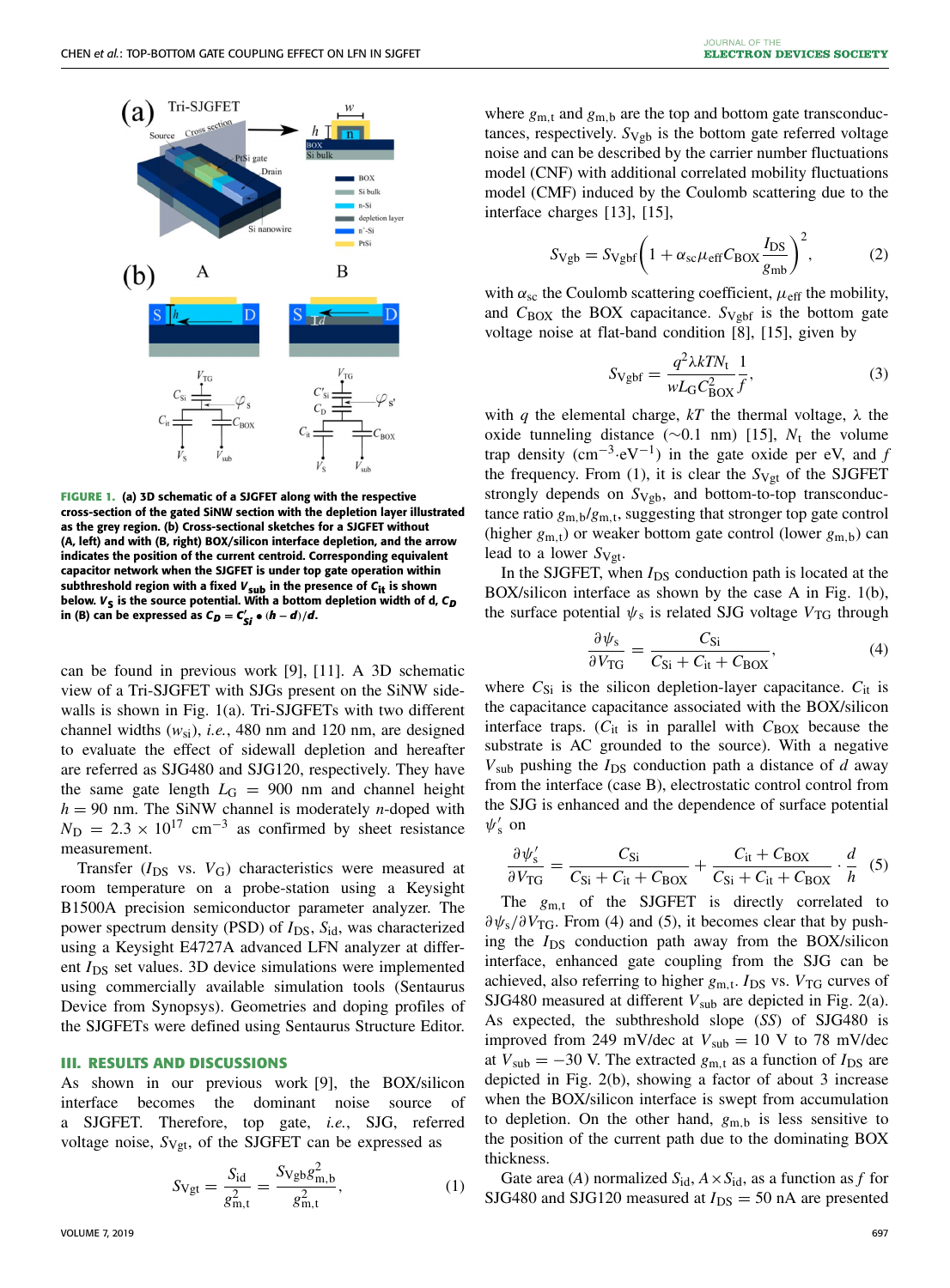FIGURE 1. **(a) 3D schematic of a SJGFET along with the respective cross-section of the gated SiNW section with the depletion layer illustrated as the grey region. (b) Cross-sectional sketches for a SJGFET without (A, left) and with (B, right) BOX/silicon interface depletion, and the arrow indicates the position of the current centroid. Corresponding equivalent capacitor network when the SJGFET is under top gate operation within subthreshold region with a fixed $V_{sub}$ in the presence of $C_{it}$ is shown below. $V_S$ is the source potential. With a bottom depletion width of d, $C_D$ in (B) can be expressed as $C_D = C'_{Si} \bullet (h - d)/d$.**

can be found in previous work [9], [11]. A 3D schematic view of a Tri-SJGFET with SJGs present on the SiNW sidewalls is shown in Fig. 1(a). Tri-SJGFETs with two different channel widths ($w_{si}$), *i.e.*, 480 nm and 120 nm, are designed to evaluate the effect of sidewall depletion and hereafter are referred as SJG480 and SJG120, respectively. They have the same gate length $L_G$ = 900 nm and channel height $h$ = 90 nm. The SiNW channel is moderately *n*-doped with $N_D$ = 2.3 × $10^{17}$ $cm^{-3}$ as confirmed by sheet resistance measurement.

Transfer ($I_{DS}$ vs. $V_G$) characteristics were measured at room temperature on a probe-station using a Keysight B1500A precision semiconductor parameter analyzer. The power spectrum density (PSD) of $I_{DS}$, $S_{id}$, was characterized using a Keysight E4727A advanced LFN analyzer at different $I_{DS}$ set values. 3D device simulations were implemented using commercially available simulation tools (Sentaurus Device from Synopsys). Geometries and doping profiles of the SJGFETs were defined using Sentaurus Structure Editor.

## III. RESULTS AND DISCUSSIONS

As shown in our previous work [9], the BOX/silicon interface becomes the dominant noise source of a SJGFET. Therefore, top gate, *i.e.*, SJG, referred voltage noise, $S_{Vgt}$, of the SJGFET can be expressed as

$$S_{Vgt} = \frac{S_{id}}{g_{m,t}^2} = \frac{S_{Vgb} g_{m,b}^2}{g_{m,t}^2}, \tag{1}$$

where $g_{m,t}$ and $g_{m,b}$ are the top and bottom gate transconductances, respectively. $S_{Vgb}$ is the bottom gate referred voltage noise and can be described by the carrier number fluctuations model (CNF) with additional correlated mobility fluctuations model (CMF) induced by the Coulomb scattering due to the interface charges [13], [15],

$$S_{Vgb} = S_{Vgbf}\left(1 + \alpha_{sc}\mu_{eff}C_{BOX}\frac{I_{DS}}{g_{mb}}\right)^2, \tag{2}$$

with $\alpha_{sc}$ the Coulomb scattering coefficient, $\mu_{eff}$ the mobility, and $C_{BOX}$ the BOX capacitance. $S_{Vgbf}$ is the bottom gate voltage noise at flat-band condition [8], [15], given by

$$S_{Vgbf} = \frac{q^2\lambda kTN_t}{wL_G C_{BOX}^2}\frac{1}{f}, \tag{3}$$

with $q$ the elemental charge, $kT$ the thermal voltage, $\lambda$ the oxide tunneling distance (~0.1 nm) [15], $N_t$ the volume trap density ($cm^{-3}\cdot eV^{-1}$) in the gate oxide per eV, and $f$ the frequency. From (1), it is clear the $S_{Vgt}$ of the SJGFET strongly depends on $S_{Vgb}$, and bottom-to-top transconductance ratio $g_{m,b}/g_{m,t}$, suggesting that stronger top gate control (higher $g_{m,t}$) or weaker bottom gate control (lower $g_{m,b}$) can lead to a lower $S_{Vgt}$.

In the SJGFET, when $I_{DS}$ conduction path is located at the BOX/silicon interface as shown by the case A in Fig. 1(b), the surface potential $\psi_s$ is related SJG voltage $V_{TG}$ through

$$\frac{\partial \psi_s}{\partial V_{TG}} = \frac{C_{Si}}{C_{Si} + C_{it} + C_{BOX}}, \tag{4}$$

where $C_{Si}$ is the silicon depletion-layer capacitance. $C_{it}$ is the capacitance capacitance associated with the BOX/silicon interface traps. ($C_{it}$ is in parallel with $C_{BOX}$ because the substrate is AC grounded to the source). With a negative $V_{sub}$ pushing the $I_{DS}$ conduction path a distance of $d$ away from the interface (case B), electrostatic control control from the SJG is enhanced and the dependence of surface potential $\psi'_s$ on

$$\frac{\partial \psi'_s}{\partial V_{TG}} = \frac{C_{Si}}{C_{Si} + C_{it} + C_{BOX}} + \frac{C_{it} + C_{BOX}}{C_{Si} + C_{it} + C_{BOX}} \cdot \frac{d}{h} \tag{5}$$

The $g_{m,t}$ of the SJGFET is directly correlated to $\partial\psi_s/\partial V_{TG}$. From (4) and (5), it becomes clear that by pushing the $I_{DS}$ conduction path away from the BOX/silicon interface, enhanced gate coupling from the SJG can be achieved, also referring to higher $g_{m,t}$. $I_{DS}$ vs. $V_{TG}$ curves of SJG480 measured at different $V_{sub}$ are depicted in Fig. 2(a). As expected, the subthreshold slope (*SS*) of SJG480 is improved from 249 mV/dec at $V_{sub}$ = 10 V to 78 mV/dec at $V_{sub}$ = −30 V. The extracted $g_{m,t}$ as a function of $I_{DS}$ are depicted in Fig. 2(b), showing a factor of about 3 increase when the BOX/silicon interface is swept from accumulation to depletion. On the other hand, $g_{m,b}$ is less sensitive to the position of the current path due to the dominating BOX thickness.

Gate area ($A$) normalized $S_{id}$, $A \times S_{id}$, as a function as $f$ for SJG480 and SJG120 measured at $I_{DS}$ = 50 nA are presented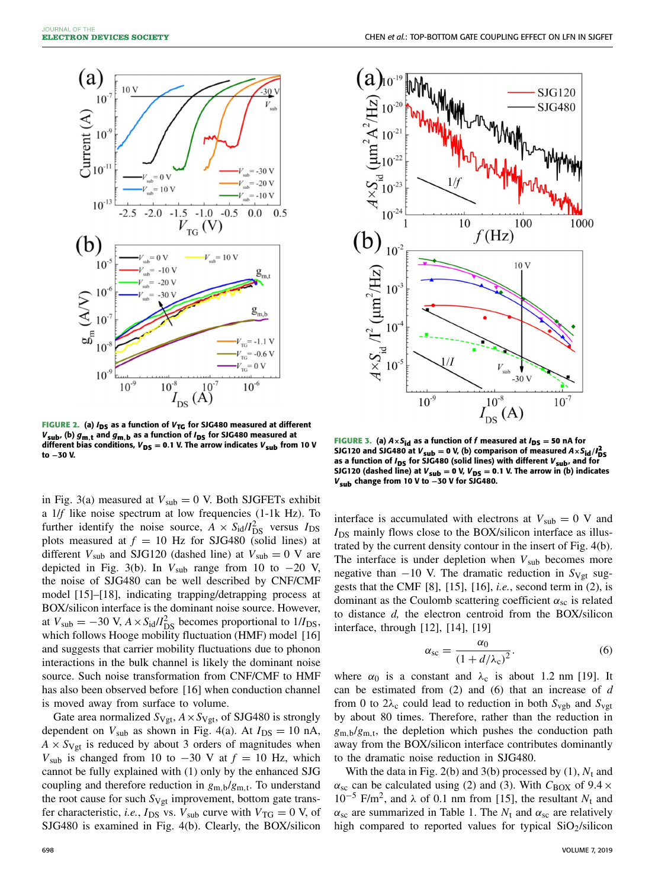**FIGURE 2.** (a) $I_{DS}$ as a function of $V_{TG}$ for SJG480 measured at different $V_{sub}$, (b) $g_{m,t}$ and $g_{m,b}$ as a function of $I_{DS}$ for SJG480 measured at different bias conditions, $V_{DS}$ = 0.1 V. The arrow indicates $V_{sub}$ from 10 V to −30 V.

**FIGURE 3.** (a) $A\times S_{id}$ as a function of $f$ measured at $I_{DS}$ = 50 nA for SJG120 and SJG480 at $V_{sub}$ = 0 V, (b) comparison of measured $A\times S_{id}/I_{DS}^2$ as a function of $I_{DS}$ for SJG480 (solid lines) with different $V_{sub}$, and for SJG120 (dashed line) at $V_{sub}$ = 0 V, $V_{DS}$ = 0.1 V. The arrow in (b) indicates $V_{sub}$ change from 10 V to −30 V for SJG480.

in Fig. 3(a) measured at $V_{sub} = 0$ V. Both SJGFETs exhibit a $1/f$ like noise spectrum at low frequencies (1-1k Hz). To further identify the noise source, $A \times S_{id}/I_{DS}^2$ versus $I_{DS}$ plots measured at $f$ = 10 Hz for SJG480 (solid lines) at different $V_{sub}$ and SJG120 (dashed line) at $V_{sub} = 0$ V are depicted in Fig. 3(b). In $V_{sub}$ range from 10 to −20 V, the noise of SJG480 can be well described by CNF/CMF model [15]–[18], indicating trapping/detrapping process at BOX/silicon interface is the dominant noise source. However, at $V_{sub} = -30$ V, $A\times S_{id}/I_{DS}^2$ becomes proportional to $1/I_{DS}$, which follows Hooge mobility fluctuation (HMF) model [16] and suggests that carrier mobility fluctuations due to phonon interactions in the bulk channel is likely the dominant noise source. Such noise transformation from CNF/CMF to HMF has also been observed before [16] when conduction channel is moved away from surface to volume.

Gate area normalized $S_{Vgt}$, $A\times S_{Vgt}$, of SJG480 is strongly dependent on $V_{sub}$ as shown in Fig. 4(a). At $I_{DS}$ = 10 nA, $A \times S_{Vgt}$ is reduced by about 3 orders of magnitudes when $V_{sub}$ is changed from 10 to −30 V at $f$ = 10 Hz, which cannot be fully explained with (1) only by the enhanced SJG coupling and therefore reduction in $g_{m,b}/g_{m,t}$. To understand the root cause for such $S_{Vgt}$ improvement, bottom gate transfer characteristic, *i.e.*, $I_{DS}$ vs. $V_{sub}$ curve with $V_{TG} = 0$ V, of SJG480 is examined in Fig. 4(b). Clearly, the BOX/silicon interface is accumulated with electrons at $V_{sub} = 0$ V and $I_{DS}$ mainly flows close to the BOX/silicon interface as illustrated by the current density contour in the insert of Fig. 4(b). The interface is under depletion when $V_{sub}$ becomes more negative than −10 V. The dramatic reduction in $S_{Vgt}$ suggests that the CMF [8], [15], [16], *i.e.*, second term in (2), is dominant as the Coulomb scattering coefficient $\alpha_{sc}$ is related to distance $d$, the electron centroid from the BOX/silicon interface, through [12], [14], [19]

$$\alpha_{sc} = \frac{\alpha_0}{(1 + d/\lambda_c)^2}. \tag{6}$$

where $\alpha_0$ is a constant and $\lambda_c$ is about 1.2 nm [19]. It can be estimated from (2) and (6) that an increase of $d$ from 0 to $2\lambda_c$ could lead to reduction in both $S_{Vgb}$ and $S_{Vgt}$ by about 80 times. Therefore, rather than the reduction in $g_{m,b}/g_{m,t}$, the depletion which pushes the conduction path away from the BOX/silicon interface contributes dominantly to the dramatic noise reduction in SJG480.

With the data in Fig. 2(b) and 3(b) processed by (1), $N_t$ and $\alpha_{sc}$ can be calculated using (2) and (3). With $C_{BOX}$ of $9.4 \times 10^{-5}$ F/m$^2$, and $\lambda$ of 0.1 nm from [15], the resultant $N_t$ and $\alpha_{sc}$ are summarized in Table 1. The $N_t$ and $\alpha_{sc}$ are relatively high compared to reported values for typical $SiO_2$/silicon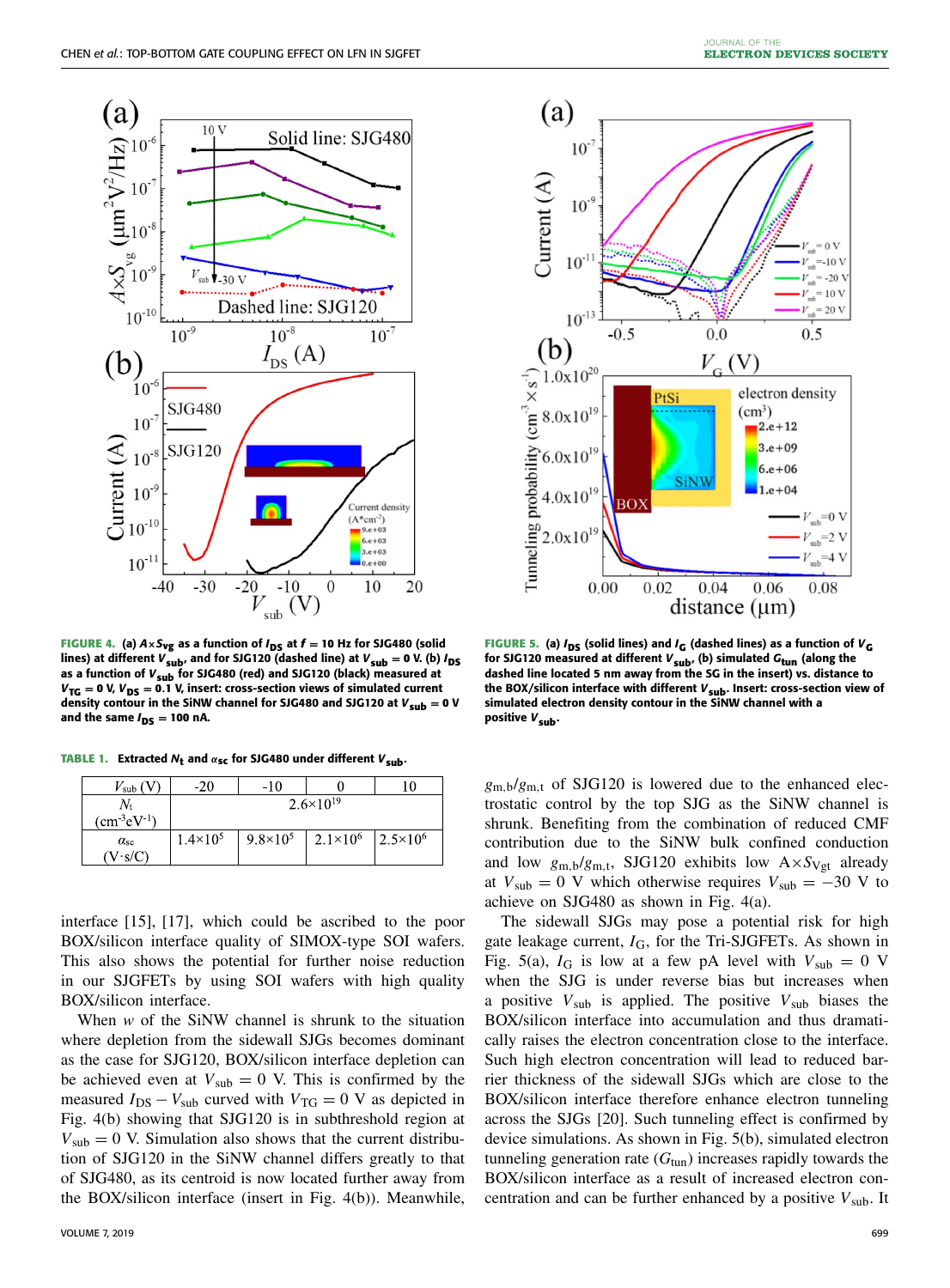FIGURE 4. (a) $A \times S_{Vg}$ as a function of $I_{DS}$ at $f = 10$ Hz for SJG480 (solid lines) at different $V_{sub}$, and for SJG120 (dashed line) at $V_{sub} = 0$ V. (b) $I_{DS}$ as a function of $V_{sub}$ for SJG480 (red) and SJG120 (black) measured at $V_{TG} = 0$ V, $V_{DS} = 0.1$ V, insert: cross-section views of simulated current density contour in the SiNW channel for SJG480 and SJG120 at $V_{sub} = 0$ V and the same $I_{DS} = 100$ nA.

FIGURE 5. (a) $I_{DS}$ (solid lines) and $I_G$ (dashed lines) as a function of $V_G$ for SJG120 measured at different $V_{sub}$, (b) simulated $G_{tun}$ (along the dashed line located 5 nm away from the SG in the insert) vs. distance to the BOX/silicon interface with different $V_{sub}$. Insert: cross-section view of simulated electron density contour in the SiNW channel with a positive $V_{sub}$.

TABLE 1. Extracted $N_t$ and $\alpha_{sc}$ for SJG480 under different $V_{sub}$.

| $V_{sub}$ (V) | -20 | -10 | 0 | 10 |
|---|---|---|---|---|
| $N_t$ (cm$^{-3}$eV$^{-1}$) | $2.6\times10^{19}$ | | | |
| $\alpha_{sc}$ (V·s/C) | $1.4\times10^5$ | $9.8\times10^5$ | $2.1\times10^6$ | $2.5\times10^6$ |

interface [15], [17], which could be ascribed to the poor BOX/silicon interface quality of SIMOX-type SOI wafers. This also shows the potential for further noise reduction in our SJGFETs by using SOI wafers with high quality BOX/silicon interface.

When $w$ of the SiNW channel is shrunk to the situation where depletion from the sidewall SJGs becomes dominant as the case for SJG120, BOX/silicon interface depletion can be achieved even at $V_{sub} = 0$ V. This is confirmed by the measured $I_{DS} - V_{sub}$ curved with $V_{TG} = 0$ V as depicted in Fig. 4(b) showing that SJG120 is in subthreshold region at $V_{sub} = 0$ V. Simulation also shows that the current distribution of SJG120 in the SiNW channel differs greatly to that of SJG480, as its centroid is now located further away from the BOX/silicon interface (insert in Fig. 4(b)). Meanwhile, $g_{m,b}/g_{m,t}$ of SJG120 is lowered due to the enhanced electrostatic control by the top SJG as the SiNW channel is shrunk. Benefiting from the combination of reduced CMF contribution due to the SiNW bulk confined conduction and low $g_{m,b}/g_{m,t}$, SJG120 exhibits low $A \times S_{Vgt}$ already at $V_{sub} = 0$ V which otherwise requires $V_{sub} = -30$ V to achieve on SJG480 as shown in Fig. 4(a).

The sidewall SJGs may pose a potential risk for high gate leakage current, $I_G$, for the Tri-SJGFETs. As shown in Fig. 5(a), $I_G$ is low at a few pA level with $V_{sub} = 0$ V when the SJG is under reverse bias but increases when a positive $V_{sub}$ is applied. The positive $V_{sub}$ biases the BOX/silicon interface into accumulation and thus dramatically raises the electron concentration close to the interface. Such high electron concentration will lead to reduced barrier thickness of the sidewall SJGs which are close to the BOX/silicon interface therefore enhance electron tunneling across the SJGs [20]. Such tunneling effect is confirmed by device simulations. As shown in Fig. 5(b), simulated electron tunneling generation rate ($G_{tun}$) increases rapidly towards the BOX/silicon interface as a result of increased electron concentration and can be further enhanced by a positive $V_{sub}$. It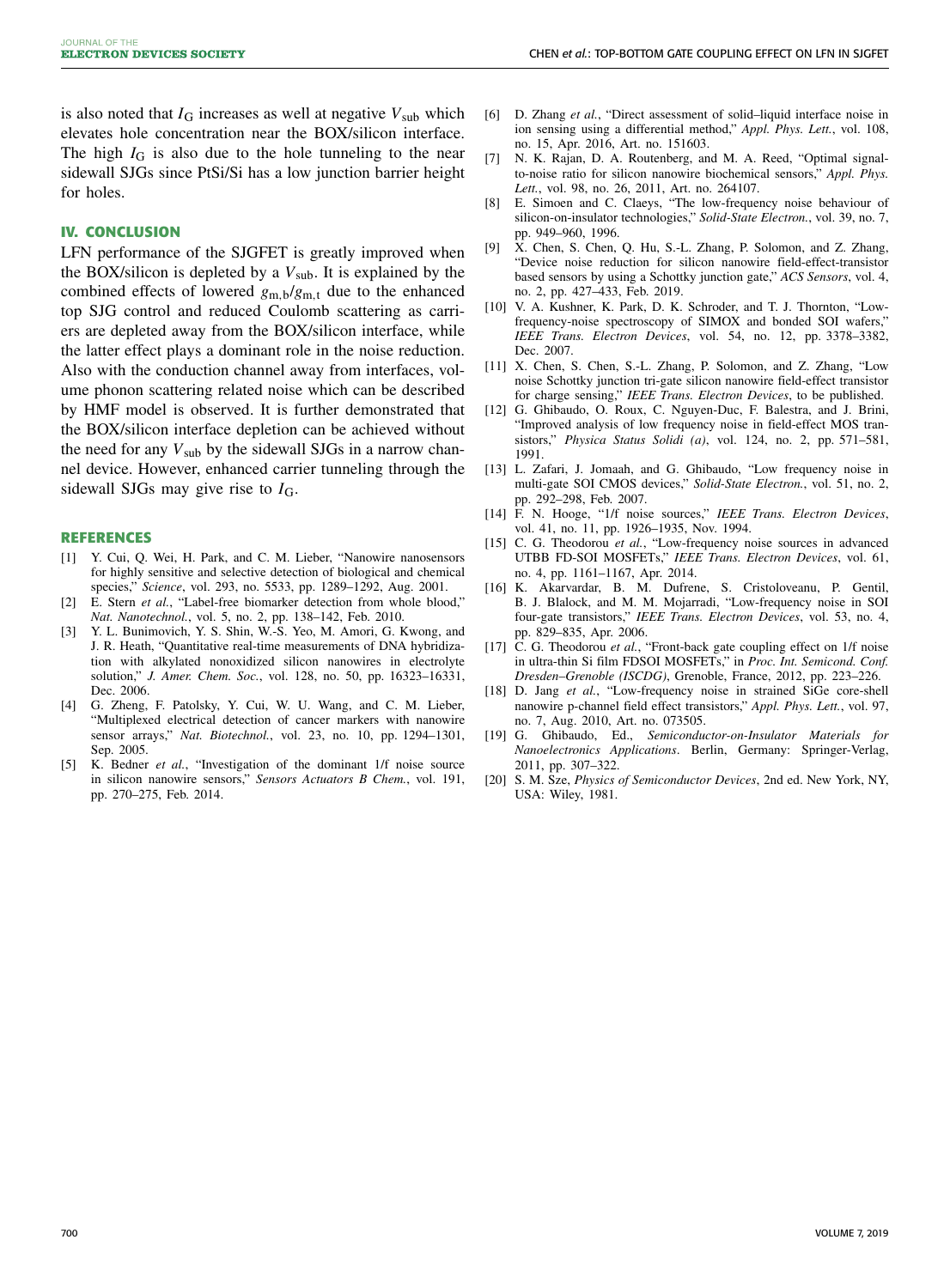is also noted that $I_G$ increases as well at negative $V_{sub}$ which elevates hole concentration near the BOX/silicon interface. The high $I_G$ is also due to the hole tunneling to the near sidewall SJGs since PtSi/Si has a low junction barrier height for holes.

## IV. CONCLUSION

LFN performance of the SJGFET is greatly improved when the BOX/silicon is depleted by a $V_{sub}$. It is explained by the combined effects of lowered $g_{m,b}/g_{m,t}$ due to the enhanced top SJG control and reduced Coulomb scattering as carriers are depleted away from the BOX/silicon interface, while the latter effect plays a dominant role in the noise reduction. Also with the conduction channel away from interfaces, volume phonon scattering related noise which can be described by HMF model is observed. It is further demonstrated that the BOX/silicon interface depletion can be achieved without the need for any $V_{sub}$ by the sidewall SJGs in a narrow channel device. However, enhanced carrier tunneling through the sidewall SJGs may give rise to $I_G$.

## REFERENCES

[1] Y. Cui, Q. Wei, H. Park, and C. M. Lieber, "Nanowire nanosensors for highly sensitive and selective detection of biological and chemical species," *Science*, vol. 293, no. 5533, pp. 1289–1292, Aug. 2001.

[2] E. Stern *et al.*, "Label-free biomarker detection from whole blood," *Nat. Nanotechnol.*, vol. 5, no. 2, pp. 138–142, Feb. 2010.

[3] Y. L. Bunimovich, Y. S. Shin, W.-S. Yeo, M. Amori, G. Kwong, and J. R. Heath, "Quantitative real-time measurements of DNA hybridization with alkylated nonoxidized silicon nanowires in electrolyte solution," *J. Amer. Chem. Soc.*, vol. 128, no. 50, pp. 16323–16331, Dec. 2006.

[4] G. Zheng, F. Patolsky, Y. Cui, W. U. Wang, and C. M. Lieber, "Multiplexed electrical detection of cancer markers with nanowire sensor arrays," *Nat. Biotechnol.*, vol. 23, no. 10, pp. 1294–1301, Sep. 2005.

[5] K. Bedner *et al.*, "Investigation of the dominant 1/f noise source in silicon nanowire sensors," *Sensors Actuators B Chem.*, vol. 191, pp. 270–275, Feb. 2014.

[6] D. Zhang *et al.*, "Direct assessment of solid–liquid interface noise in ion sensing using a differential method," *Appl. Phys. Lett.*, vol. 108, no. 15, Apr. 2016, Art. no. 151603.

[7] N. K. Rajan, D. A. Routenberg, and M. A. Reed, "Optimal signal-to-noise ratio for silicon nanowire biochemical sensors," *Appl. Phys. Lett.*, vol. 98, no. 26, 2011, Art. no. 264107.

[8] E. Simoen and C. Claeys, "The low-frequency noise behaviour of silicon-on-insulator technologies," *Solid-State Electron.*, vol. 39, no. 7, pp. 949–960, 1996.

[9] X. Chen, S. Chen, Q. Hu, S.-L. Zhang, P. Solomon, and Z. Zhang, "Device noise reduction for silicon nanowire field-effect-transistor based sensors by using a Schottky junction gate," *ACS Sensors*, vol. 4, no. 2, pp. 427–433, Feb. 2019.

[10] V. A. Kushner, K. Park, D. K. Schroder, and T. J. Thornton, "Low-frequency-noise spectroscopy of SIMOX and bonded SOI wafers," *IEEE Trans. Electron Devices*, vol. 54, no. 12, pp. 3378–3382, Dec. 2007.

[11] X. Chen, S. Chen, S.-L. Zhang, P. Solomon, and Z. Zhang, "Low noise Schottky junction tri-gate silicon nanowire field-effect transistor for charge sensing," *IEEE Trans. Electron Devices*, to be published.

[12] G. Ghibaudo, O. Roux, C. Nguyen-Duc, F. Balestra, and J. Brini, "Improved analysis of low frequency noise in field-effect MOS transistors," *Physica Status Solidi (a)*, vol. 124, no. 2, pp. 571–581, 1991.

[13] L. Zafari, J. Jomaah, and G. Ghibaudo, "Low frequency noise in multi-gate SOI CMOS devices," *Solid-State Electron.*, vol. 51, no. 2, pp. 292–298, Feb. 2007.

[14] F. N. Hooge, "1/f noise sources," *IEEE Trans. Electron Devices*, vol. 41, no. 11, pp. 1926–1935, Nov. 1994.

[15] C. G. Theodorou *et al.*, "Low-frequency noise sources in advanced UTBB FD-SOI MOSFETs," *IEEE Trans. Electron Devices*, vol. 61, no. 4, pp. 1161–1167, Apr. 2014.

[16] K. Akarvardar, B. M. Dufrene, S. Cristoloveanu, P. Gentil, B. J. Blalock, and M. M. Mojarradi, "Low-frequency noise in SOI four-gate transistors," *IEEE Trans. Electron Devices*, vol. 53, no. 4, pp. 829–835, Apr. 2006.

[17] C. G. Theodorou *et al.*, "Front-back gate coupling effect on 1/f noise in ultra-thin Si film FDSOI MOSFETs," in *Proc. Int. Semicond. Conf. Dresden–Grenoble (ISCDG)*, Grenoble, France, 2012, pp. 223–226.

[18] D. Jang *et al.*, "Low-frequency noise in strained SiGe core-shell nanowire p-channel field effect transistors," *Appl. Phys. Lett.*, vol. 97, no. 7, Aug. 2010, Art. no. 073505.

[19] G. Ghibaudo, Ed., *Semiconductor-on-Insulator Materials for Nanoelectronics Applications*. Berlin, Germany: Springer-Verlag, 2011, pp. 307–322.

[20] S. M. Sze, *Physics of Semiconductor Devices*, 2nd ed. New York, NY, USA: Wiley, 1981.